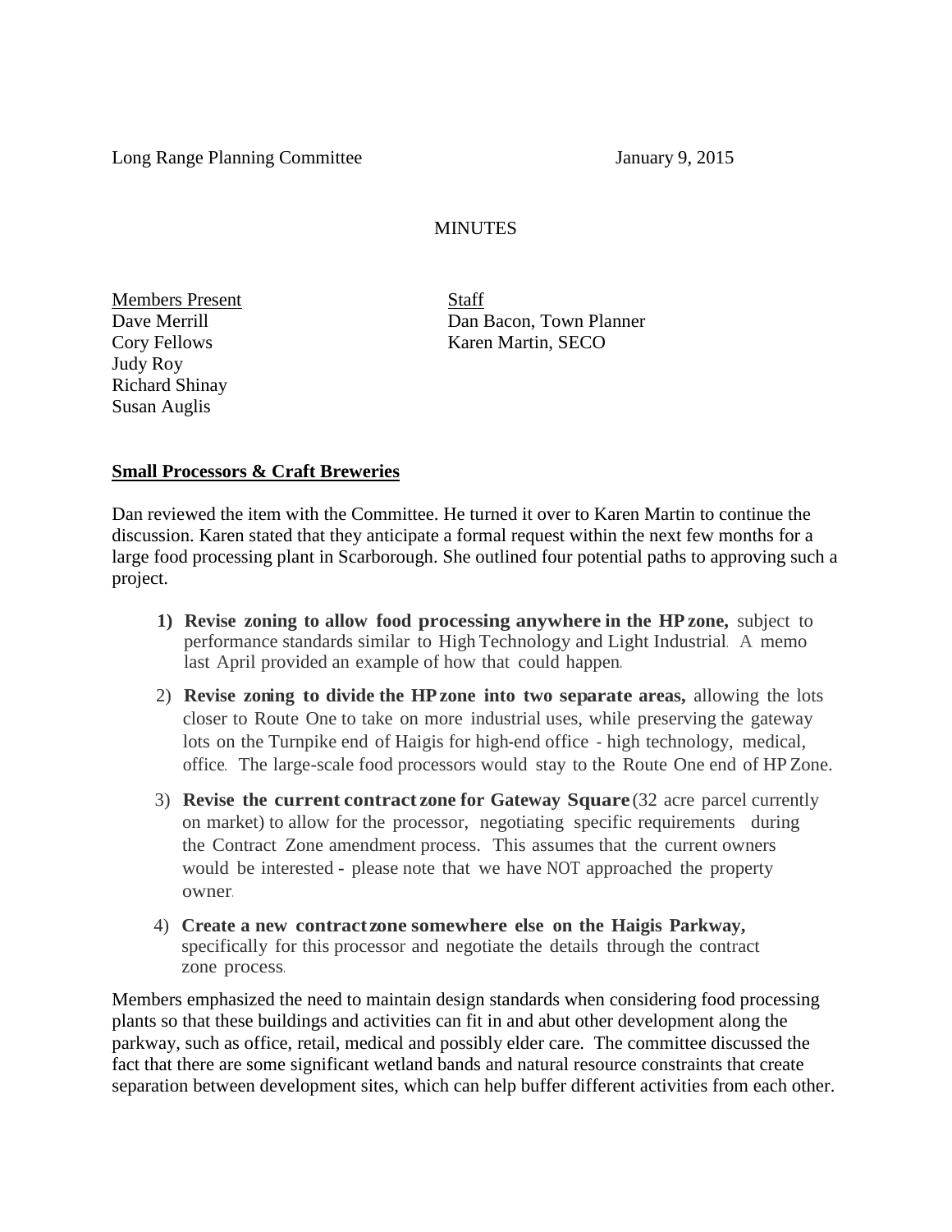Long Range Planning Committee　　　　　　　　　　　　January 9, 2015

MINUTES

| Members Present | Staff |
|---|---|
| Dave Merrill | Dan Bacon, Town Planner |
| Cory Fellows | Karen Martin, SECO |
| Judy Roy | |
| Richard Shinay | |
| Susan Auglis | |

**Small Processors & Craft Breweries**

Dan reviewed the item with the Committee. He turned it over to Karen Martin to continue the discussion. Karen stated that they anticipate a formal request within the next few months for a large food processing plant in Scarborough. She outlined four potential paths to approving such a project.

1) **Revise zoning to allow food processing anywhere in the HP zone,** subject to performance standards similar to High Technology and Light Industrial. A memo last April provided an example of how that could happen.
2) **Revise zoning to divide the HP zone into two separate areas,** allowing the lots closer to Route One to take on more industrial uses, while preserving the gateway lots on the Turnpike end of Haigis for high-end office - high technology, medical, office. The large-scale food processors would stay to the Route One end of HP Zone.
3) **Revise the current contract zone for Gateway Square** (32 acre parcel currently on market) to allow for the processor, negotiating specific requirements during the Contract Zone amendment process. This assumes that the current owners would be interested - please note that we have NOT approached the property owner.
4) **Create a new contract zone somewhere else on the Haigis Parkway,** specifically for this processor and negotiate the details through the contract zone process.

Members emphasized the need to maintain design standards when considering food processing plants so that these buildings and activities can fit in and abut other development along the parkway, such as office, retail, medical and possibly elder care. The committee discussed the fact that there are some significant wetland bands and natural resource constraints that create separation between development sites, which can help buffer different activities from each other.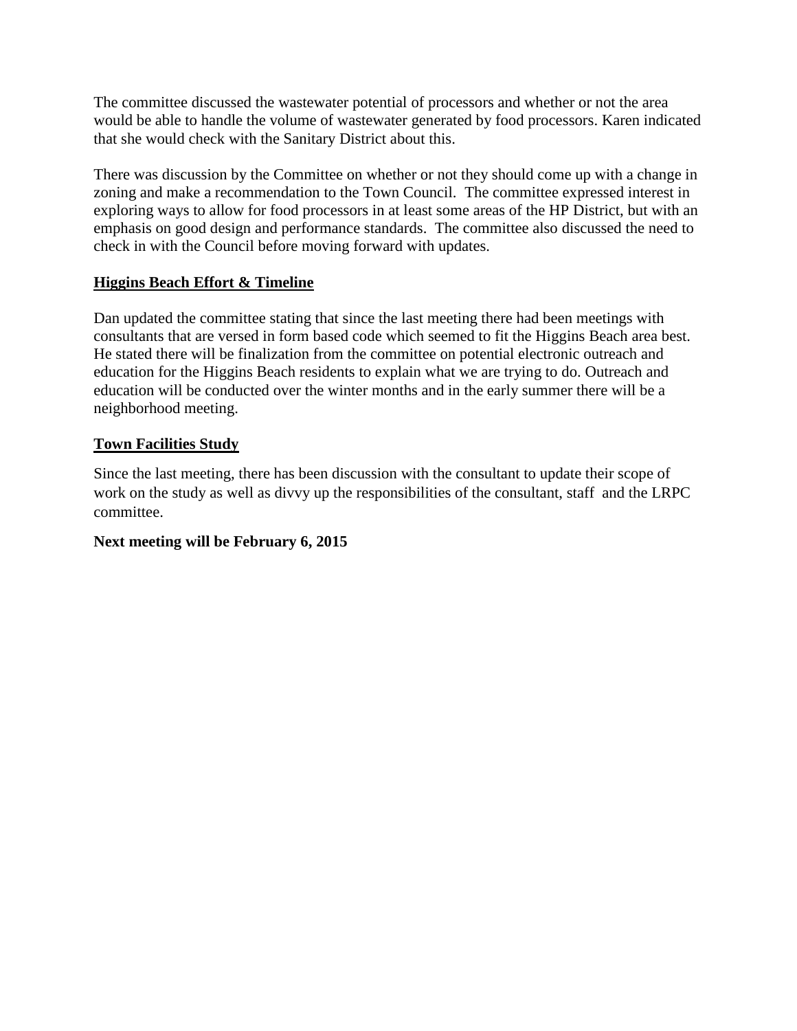The committee discussed the wastewater potential of processors and whether or not the area would be able to handle the volume of wastewater generated by food processors. Karen indicated that she would check with the Sanitary District about this.

There was discussion by the Committee on whether or not they should come up with a change in zoning and make a recommendation to the Town Council. The committee expressed interest in exploring ways to allow for food processors in at least some areas of the HP District, but with an emphasis on good design and performance standards. The committee also discussed the need to check in with the Council before moving forward with updates.

## Higgins Beach Effort & Timeline

Dan updated the committee stating that since the last meeting there had been meetings with consultants that are versed in form based code which seemed to fit the Higgins Beach area best. He stated there will be finalization from the committee on potential electronic outreach and education for the Higgins Beach residents to explain what we are trying to do. Outreach and education will be conducted over the winter months and in the early summer there will be a neighborhood meeting.

## Town Facilities Study

Since the last meeting, there has been discussion with the consultant to update their scope of work on the study as well as divvy up the responsibilities of the consultant, staff and the LRPC committee.

**Next meeting will be February 6, 2015**